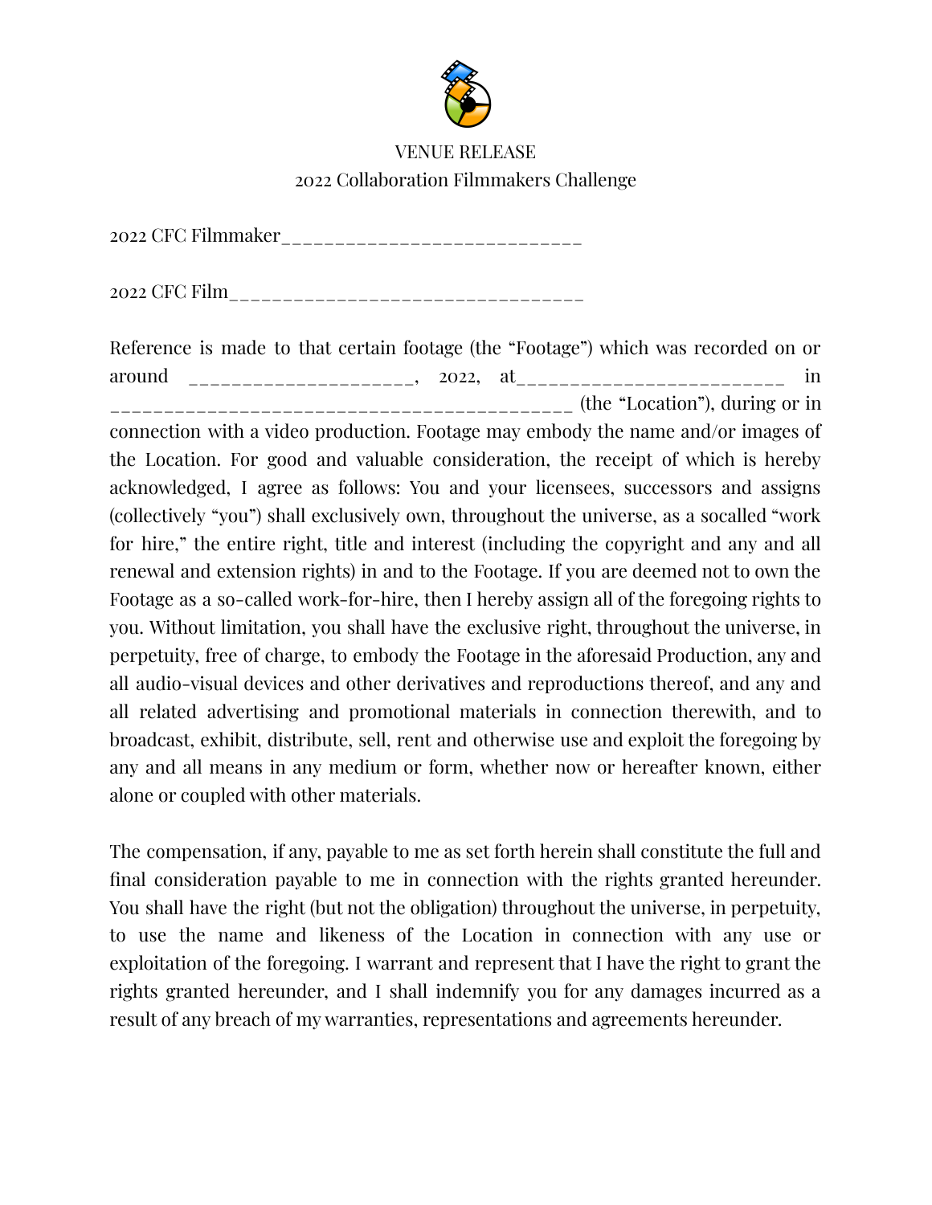VENUE RELEASE

2022 Collaboration Filmmakers Challenge

2022 CFC Filmmaker____________________________

2022 CFC Film_________________________________

Reference is made to that certain footage (the "Footage") which was recorded on or around _____________________, 2022, at_________________________ in __________________________________________ (the "Location"), during or in connection with a video production. Footage may embody the name and/or images of the Location. For good and valuable consideration, the receipt of which is hereby acknowledged, I agree as follows: You and your licensees, successors and assigns (collectively "you") shall exclusively own, throughout the universe, as a socalled "work for hire," the entire right, title and interest (including the copyright and any and all renewal and extension rights) in and to the Footage. If you are deemed not to own the Footage as a so-called work-for-hire, then I hereby assign all of the foregoing rights to you. Without limitation, you shall have the exclusive right, throughout the universe, in perpetuity, free of charge, to embody the Footage in the aforesaid Production, any and all audio-visual devices and other derivatives and reproductions thereof, and any and all related advertising and promotional materials in connection therewith, and to broadcast, exhibit, distribute, sell, rent and otherwise use and exploit the foregoing by any and all means in any medium or form, whether now or hereafter known, either alone or coupled with other materials.

The compensation, if any, payable to me as set forth herein shall constitute the full and final consideration payable to me in connection with the rights granted hereunder. You shall have the right (but not the obligation) throughout the universe, in perpetuity, to use the name and likeness of the Location in connection with any use or exploitation of the foregoing. I warrant and represent that I have the right to grant the rights granted hereunder, and I shall indemnify you for any damages incurred as a result of any breach of my warranties, representations and agreements hereunder.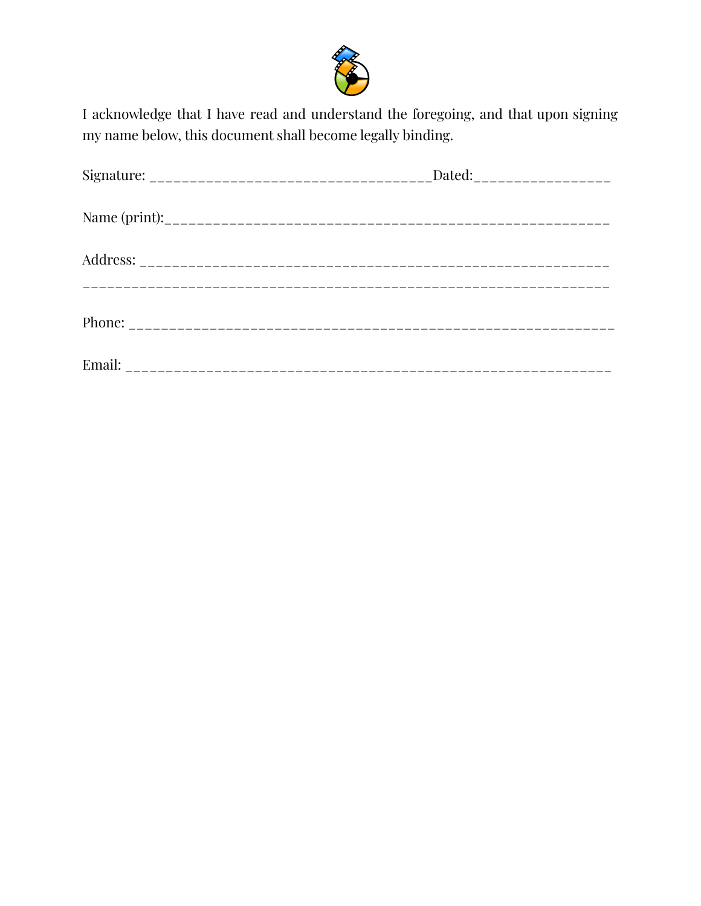I acknowledge that I have read and understand the foregoing, and that upon signing my name below, this document shall become legally binding.

Signature: __________________________________Dated:________________

Name (print):_____________________________________________________

Address: _________________________________________________________
_________________________________________________________________

Phone: __________________________________________________________

Email: __________________________________________________________